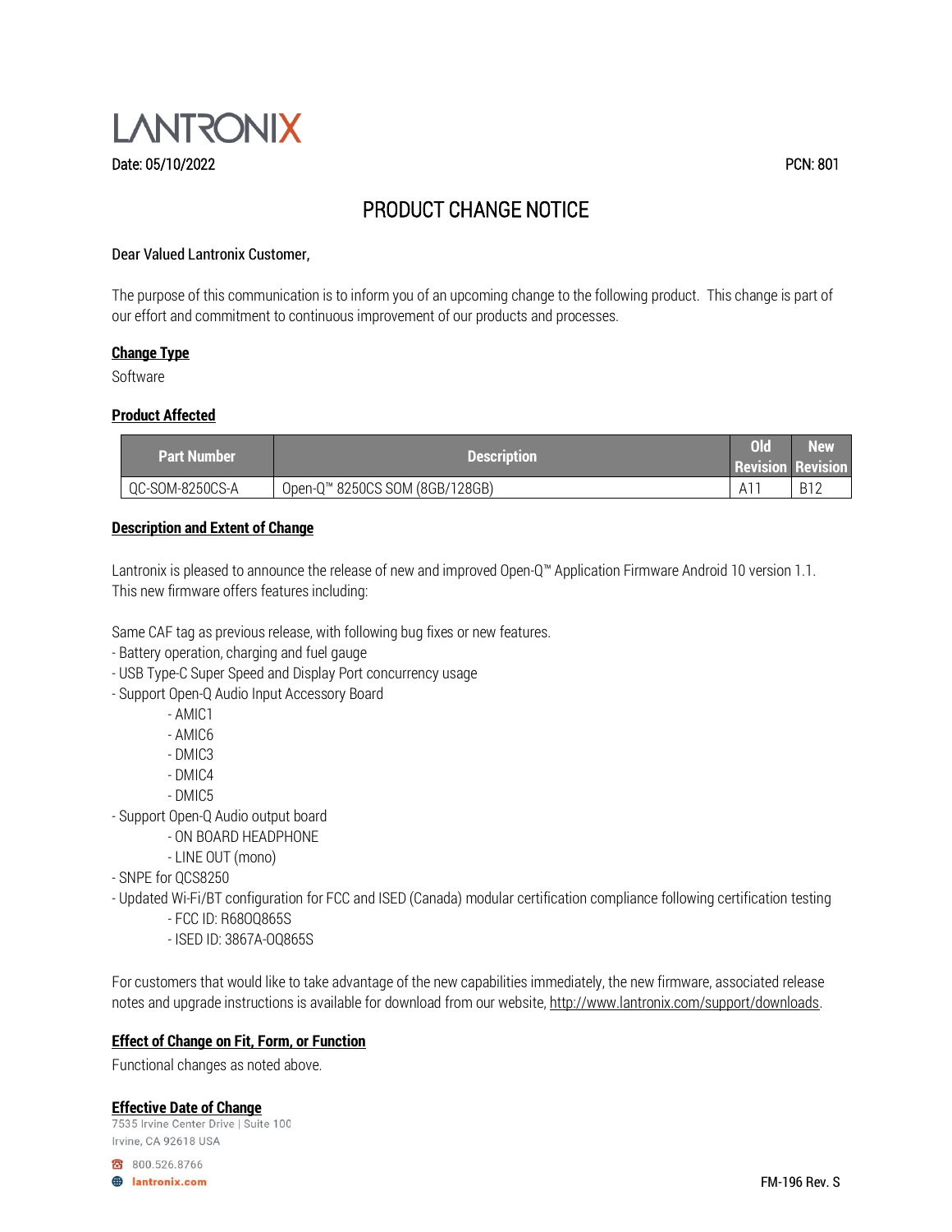# LANTRONIX

Date: 05/10/2022 PCN: 801

## PRODUCT CHANGE NOTICE

Dear Valued Lantronix Customer,

The purpose of this communication is to inform you of an upcoming change to the following product. This change is part of our effort and commitment to continuous improvement of our products and processes.

**Change Type**

Software

**Product Affected**

| Part Number | Description | Old Revision | New Revision |
|---|---|---|---|
| QC-SOM-8250CS-A | Open-Q™ 8250CS SOM (8GB/128GB) | A11 | B12 |

**Description and Extent of Change**

Lantronix is pleased to announce the release of new and improved Open-Q™ Application Firmware Android 10 version 1.1. This new firmware offers features including:

Same CAF tag as previous release, with following bug fixes or new features.

- Battery operation, charging and fuel gauge
- USB Type-C Super Speed and Display Port concurrency usage
- Support Open-Q Audio Input Accessory Board
    - AMIC1
    - AMIC6
    - DMIC3
    - DMIC4
    - DMIC5
- Support Open-Q Audio output board
    - ON BOARD HEADPHONE
    - LINE OUT (mono)
- SNPE for QCS8250
- Updated Wi-Fi/BT configuration for FCC and ISED (Canada) modular certification compliance following certification testing
    - FCC ID: R68OQ865S
    - ISED ID: 3867A-OQ865S

For customers that would like to take advantage of the new capabilities immediately, the new firmware, associated release notes and upgrade instructions is available for download from our website, http://www.lantronix.com/support/downloads.

**Effect of Change on Fit, Form, or Function**

Functional changes as noted above.

**Effective Date of Change**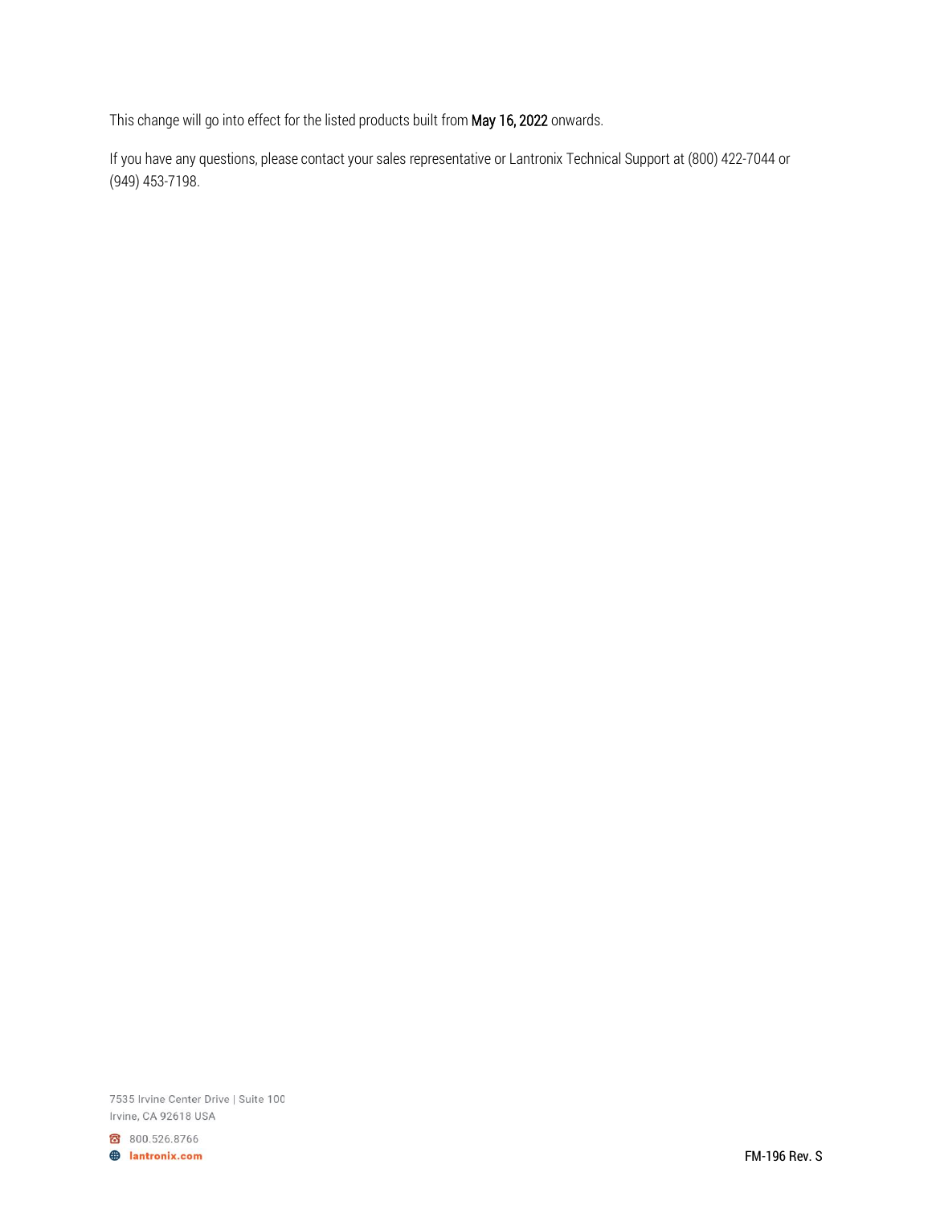This change will go into effect for the listed products built from **May 16, 2022** onwards.

If you have any questions, please contact your sales representative or Lantronix Technical Support at (800) 422-7044 or (949) 453-7198.

7535 Irvine Center Drive | Suite 100
Irvine, CA 92618 USA

800.526.8766

lantronix.com

FM-196 Rev. S